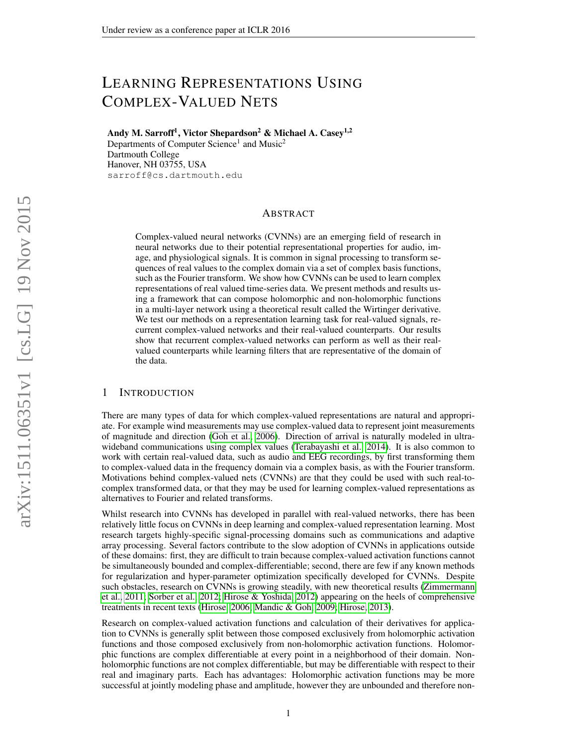# LEARNING REPRESENTATIONS USING COMPLEX-VALUED NETS

**Andy M. Sarroff[1], Victor Shepardson[2] & Michael A. Casey[1,2]**
Departments of Computer Science[1] and Music[2]
Dartmouth College
Hanover, NH 03755, USA
sarroff@cs.dartmouth.edu

## ABSTRACT

Complex-valued neural networks (CVNNs) are an emerging field of research in neural networks due to their potential representational properties for audio, image, and physiological signals. It is common in signal processing to transform sequences of real values to the complex domain via a set of complex basis functions, such as the Fourier transform. We show how CVNNs can be used to learn complex representations of real valued time-series data. We present methods and results using a framework that can compose holomorphic and non-holomorphic functions in a multi-layer network using a theoretical result called the Wirtinger derivative. We test our methods on a representation learning task for real-valued signals, recurrent complex-valued networks and their real-valued counterparts. Our results show that recurrent complex-valued networks can perform as well as their real-valued counterparts while learning filters that are representative of the domain of the data.

## 1 INTRODUCTION

There are many types of data for which complex-valued representations are natural and appropriate. For example wind measurements may use complex-valued data to represent joint measurements of magnitude and direction (Goh et al., 2006). Direction of arrival is naturally modeled in ultra-wideband communications using complex values (Terabayashi et al., 2014). It is also common to work with certain real-valued data, such as audio and EEG recordings, by first transforming them to complex-valued data in the frequency domain via a complex basis, as with the Fourier transform. Motivations behind complex-valued nets (CVNNs) are that they could be used with such real-to-complex transformed data, or that they may be used for learning complex-valued representations as alternatives to Fourier and related transforms.

Whilst research into CVNNs has developed in parallel with real-valued networks, there has been relatively little focus on CVNNs in deep learning and complex-valued representation learning. Most research targets highly-specific signal-processing domains such as communications and adaptive array processing. Several factors contribute to the slow adoption of CVNNs in applications outside of these domains: first, they are difficult to train because complex-valued activation functions cannot be simultaneously bounded and complex-differentiable; second, there are few if any known methods for regularization and hyper-parameter optimization specifically developed for CVNNs. Despite such obstacles, research on CVNNs is growing steadily, with new theoretical results (Zimmermann et al., 2011; Sorber et al., 2012; Hirose & Yoshida, 2012) appearing on the heels of comprehensive treatments in recent texts (Hirose, 2006; Mandic & Goh, 2009; Hirose, 2013).

Research on complex-valued activation functions and calculation of their derivatives for application to CVNNs is generally split between those composed exclusively from holomorphic activation functions and those composed exclusively from non-holomorphic activation functions. Holomorphic functions are complex differentiable at every point in a neighborhood of their domain. Non-holomorphic functions are not complex differentiable, but may be differentiable with respect to their real and imaginary parts. Each has advantages: Holomorphic activation functions may be more successful at jointly modeling phase and amplitude, however they are unbounded and therefore non-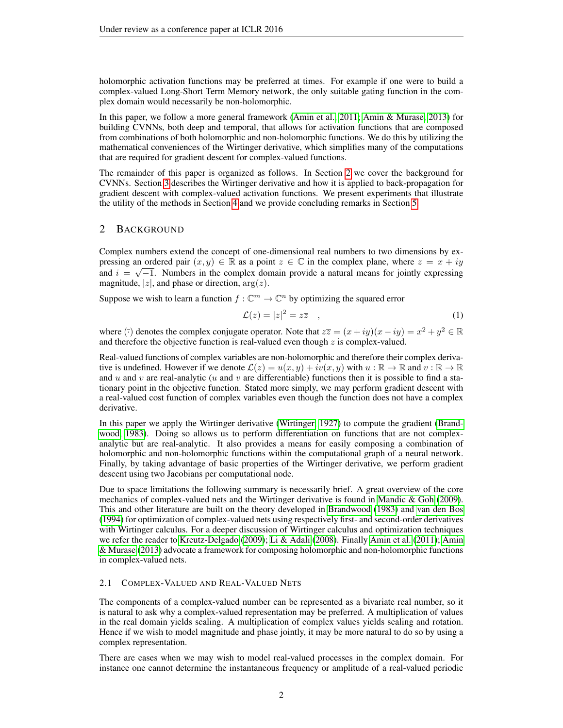holomorphic activation functions may be preferred at times. For example if one were to build a complex-valued Long-Short Term Memory network, the only suitable gating function in the complex domain would necessarily be non-holomorphic.

In this paper, we follow a more general framework (Amin et al., 2011; Amin & Murase, 2013) for building CVNNs, both deep and temporal, that allows for activation functions that are composed from combinations of both holomorphic and non-holomorphic functions. We do this by utilizing the mathematical conveniences of the Wirtinger derivative, which simplifies many of the computations that are required for gradient descent for complex-valued functions.

The remainder of this paper is organized as follows. In Section 2 we cover the background for CVNNs. Section 3 describes the Wirtinger derivative and how it is applied to back-propagation for gradient descent with complex-valued activation functions. We present experiments that illustrate the utility of the methods in Section 4 and we provide concluding remarks in Section 5.

## 2 Background

Complex numbers extend the concept of one-dimensional real numbers to two dimensions by expressing an ordered pair $(x, y) \in \mathbb{R}$ as a point $z \in \mathbb{C}$ in the complex plane, where $z = x + iy$ and $i = \sqrt{-1}$. Numbers in the complex domain provide a natural means for jointly expressing magnitude, $|z|$, and phase or direction, $\arg(z)$.

Suppose we wish to learn a function $f : \mathbb{C}^m \to \mathbb{C}^n$ by optimizing the squared error

$$\mathcal{L}(z) = |z|^2 = z\overline{z} \quad , \tag{1}$$

where $(\bar{\cdot})$ denotes the complex conjugate operator. Note that $z\overline{z} = (x + iy)(x - iy) = x^2 + y^2 \in \mathbb{R}$ and therefore the objective function is real-valued even though $z$ is complex-valued.

Real-valued functions of complex variables are non-holomorphic and therefore their complex derivative is undefined. However if we denote $\mathcal{L}(z) = u(x, y) + iv(x, y)$ with $u : \mathbb{R} \to \mathbb{R}$ and $v : \mathbb{R} \to \mathbb{R}$ and $u$ and $v$ are real-analytic ($u$ and $v$ are differentiable) functions then it is possible to find a stationary point in the objective function. Stated more simply, we may perform gradient descent with a real-valued cost function of complex variables even though the function does not have a complex derivative.

In this paper we apply the Wirtinger derivative (Wirtinger, 1927) to compute the gradient (Brandwood, 1983). Doing so allows us to perform differentiation on functions that are not complex-analytic but are real-analytic. It also provides a means for easily composing a combination of holomorphic and non-holomorphic functions within the computational graph of a neural network. Finally, by taking advantage of basic properties of the Wirtinger derivative, we perform gradient descent using two Jacobians per computational node.

Due to space limitations the following summary is necessarily brief. A great overview of the core mechanics of complex-valued nets and the Wirtinger derivative is found in Mandic & Goh (2009). This and other literature are built on the theory developed in Brandwood (1983) and van den Bos (1994) for optimization of complex-valued nets using respectively first- and second-order derivatives with Wirtinger calculus. For a deeper discussion of Wirtinger calculus and optimization techniques we refer the reader to Kreutz-Delgado (2009); Li & Adali (2008). Finally Amin et al. (2011); Amin & Murase (2013) advocate a framework for composing holomorphic and non-holomorphic functions in complex-valued nets.

### 2.1 Complex-Valued and Real-Valued Nets

The components of a complex-valued number can be represented as a bivariate real number, so it is natural to ask why a complex-valued representation may be preferred. A multiplication of values in the real domain yields scaling. A multiplication of complex values yields scaling and rotation. Hence if we wish to model magnitude and phase jointly, it may be more natural to do so by using a complex representation.

There are cases when we may wish to model real-valued processes in the complex domain. For instance one cannot determine the instantaneous frequency or amplitude of a real-valued periodic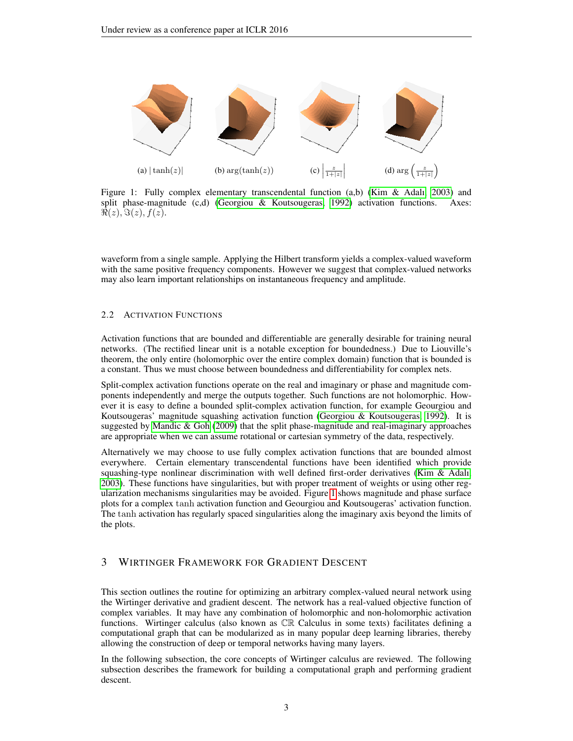(a) $|\tanh(z)|$ (b) $\arg(\tanh(z))$ (c) $\left|\frac{z}{1+|z|}\right|$ (d) $\arg\left(\frac{z}{1+|z|}\right)$

Figure 1: Fully complex elementary transcendental function (a,b) (Kim & Adalı, 2003) and split phase-magnitude (c,d) (Georgiou & Koutsougeras, 1992) activation functions. Axes: $\Re(z), \Im(z), f(z)$.

waveform from a single sample. Applying the Hilbert transform yields a complex-valued waveform with the same positive frequency components. However we suggest that complex-valued networks may also learn important relationships on instantaneous frequency and amplitude.

### 2.2 Activation Functions

Activation functions that are bounded and differentiable are generally desirable for training neural networks. (The rectified linear unit is a notable exception for boundedness.) Due to Liouville's theorem, the only entire (holomorphic over the entire complex domain) function that is bounded is a constant. Thus we must choose between boundedness and differentiability for complex nets.

Split-complex activation functions operate on the real and imaginary or phase and magnitude components independently and merge the outputs together. Such functions are not holomorphic. However it is easy to define a bounded split-complex activation function, for example Geourgiou and Koutsougeras' magnitude squashing activation function (Georgiou & Koutsougeras, 1992). It is suggested by Mandic & Goh (2009) that the split phase-magnitude and real-imaginary approaches are appropriate when we can assume rotational or cartesian symmetry of the data, respectively.

Alternatively we may choose to use fully complex activation functions that are bounded almost everywhere. Certain elementary transcendental functions have been identified which provide squashing-type nonlinear discrimination with well defined first-order derivatives (Kim & Adalı, 2003). These functions have singularities, but with proper treatment of weights or using other regularization mechanisms singularities may be avoided. Figure 1 shows magnitude and phase surface plots for a complex tanh activation function and Geourgiou and Koutsougeras' activation function. The tanh activation has regularly spaced singularities along the imaginary axis beyond the limits of the plots.

## 3 Wirtinger Framework for Gradient Descent

This section outlines the routine for optimizing an arbitrary complex-valued neural network using the Wirtinger derivative and gradient descent. The network has a real-valued objective function of complex variables. It may have any combination of holomorphic and non-holomorphic activation functions. Wirtinger calculus (also known as $\mathbb{CR}$ Calculus in some texts) facilitates defining a computational graph that can be modularized as in many popular deep learning libraries, thereby allowing the construction of deep or temporal networks having many layers.

In the following subsection, the core concepts of Wirtinger calculus are reviewed. The following subsection describes the framework for building a computational graph and performing gradient descent.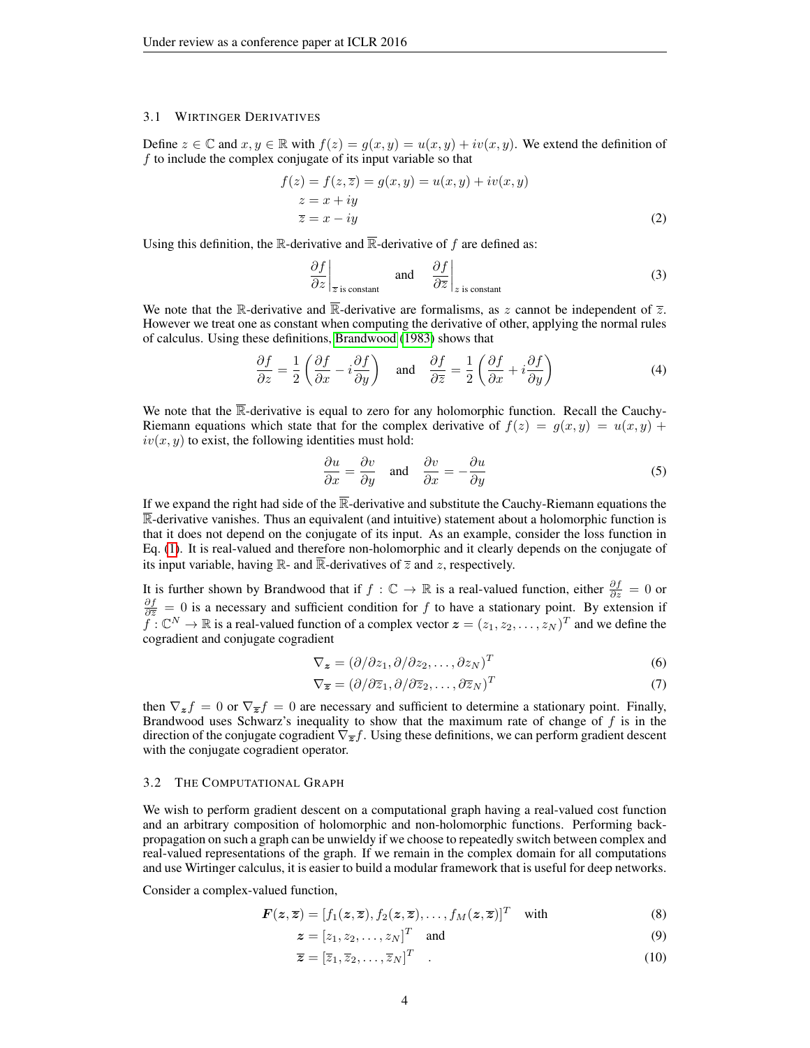### 3.1 Wirtinger Derivatives

Define $z \in \mathbb{C}$ and $x, y \in \mathbb{R}$ with $f(z) = g(x, y) = u(x, y) + iv(x, y)$. We extend the definition of $f$ to include the complex conjugate of its input variable so that

$$
\begin{aligned}
f(z) = f(z, \overline{z}) &= g(x, y) = u(x, y) + iv(x, y) \\
z &= x + iy \\
\overline{z} &= x - iy
\end{aligned}
\tag{2}
$$

Using this definition, the $\mathbb{R}$-derivative and $\overline{\mathbb{R}}$-derivative of $f$ are defined as:

$$
\left.\frac{\partial f}{\partial z}\right|_{\overline{z} \text{ is constant}} \quad \text{and} \quad \left.\frac{\partial f}{\partial \overline{z}}\right|_{z \text{ is constant}} \tag{3}
$$

We note that the $\mathbb{R}$-derivative and $\overline{\mathbb{R}}$-derivative are formalisms, as $z$ cannot be independent of $\overline{z}$. However we treat one as constant when computing the derivative of other, applying the normal rules of calculus. Using these definitions, Brandwood (1983) shows that

$$
\frac{\partial f}{\partial z} = \frac{1}{2}\left(\frac{\partial f}{\partial x} - i\frac{\partial f}{\partial y}\right) \quad \text{and} \quad \frac{\partial f}{\partial \overline{z}} = \frac{1}{2}\left(\frac{\partial f}{\partial x} + i\frac{\partial f}{\partial y}\right) \tag{4}
$$

We note that the $\overline{\mathbb{R}}$-derivative is equal to zero for any holomorphic function. Recall the Cauchy-Riemann equations which state that for the complex derivative of $f(z) = g(x, y) = u(x, y) + iv(x, y)$ to exist, the following identities must hold:

$$
\frac{\partial u}{\partial x} = \frac{\partial v}{\partial y} \quad \text{and} \quad \frac{\partial v}{\partial x} = -\frac{\partial u}{\partial y} \tag{5}
$$

If we expand the right had side of the $\overline{\mathbb{R}}$-derivative and substitute the Cauchy-Riemann equations the $\overline{\mathbb{R}}$-derivative vanishes. Thus an equivalent (and intuitive) statement about a holomorphic function is that it does not depend on the conjugate of its input. As an example, consider the loss function in Eq. (1). It is real-valued and therefore non-holomorphic and it clearly depends on the conjugate of its input variable, having $\mathbb{R}$- and $\overline{\mathbb{R}}$-derivatives of $\overline{z}$ and $z$, respectively.

It is further shown by Brandwood that if $f : \mathbb{C} \to \mathbb{R}$ is a real-valued function, either $\frac{\partial f}{\partial z} = 0$ or $\frac{\partial f}{\partial \overline{z}} = 0$ is a necessary and sufficient condition for $f$ to have a stationary point. By extension if $f : \mathbb{C}^N \to \mathbb{R}$ is a real-valued function of a complex vector $\boldsymbol{z} = (z_1, z_2, \ldots, z_N)^T$ and we define the cogradient and conjugate cogradient

$$
\nabla_{\boldsymbol{z}} = (\partial/\partial z_1, \partial/\partial z_2, \ldots, \partial z_N)^T \tag{6}
$$

$$
\nabla_{\overline{\boldsymbol{z}}} = (\partial/\partial \overline{z}_1, \partial/\partial \overline{z}_2, \ldots, \partial \overline{z}_N)^T \tag{7}
$$

then $\nabla_{\boldsymbol{z}} f = 0$ or $\nabla_{\overline{\boldsymbol{z}}} f = 0$ are necessary and sufficient to determine a stationary point. Finally, Brandwood uses Schwarz's inequality to show that the maximum rate of change of $f$ is in the direction of the conjugate cogradient $\nabla_{\overline{\boldsymbol{z}}} f$. Using these definitions, we can perform gradient descent with the conjugate cogradient operator.

### 3.2 The Computational Graph

We wish to perform gradient descent on a computational graph having a real-valued cost function and an arbitrary composition of holomorphic and non-holomorphic functions. Performing back-propagation on such a graph can be unwieldy if we choose to repeatedly switch between complex and real-valued representations of the graph. If we remain in the complex domain for all computations and use Wirtinger calculus, it is easier to build a modular framework that is useful for deep networks.

Consider a complex-valued function,

$$
\boldsymbol{F}(\boldsymbol{z}, \overline{\boldsymbol{z}}) = [f_1(\boldsymbol{z}, \overline{\boldsymbol{z}}), f_2(\boldsymbol{z}, \overline{\boldsymbol{z}}), \ldots, f_M(\boldsymbol{z}, \overline{\boldsymbol{z}})]^T \quad \text{with} \tag{8}
$$

$$
\boldsymbol{z} = [z_1, z_2, \ldots, z_N]^T \quad \text{and} \tag{9}
$$

$$
\overline{\boldsymbol{z}} = [\overline{z}_1, \overline{z}_2, \ldots, \overline{z}_N]^T \quad . \tag{10}
$$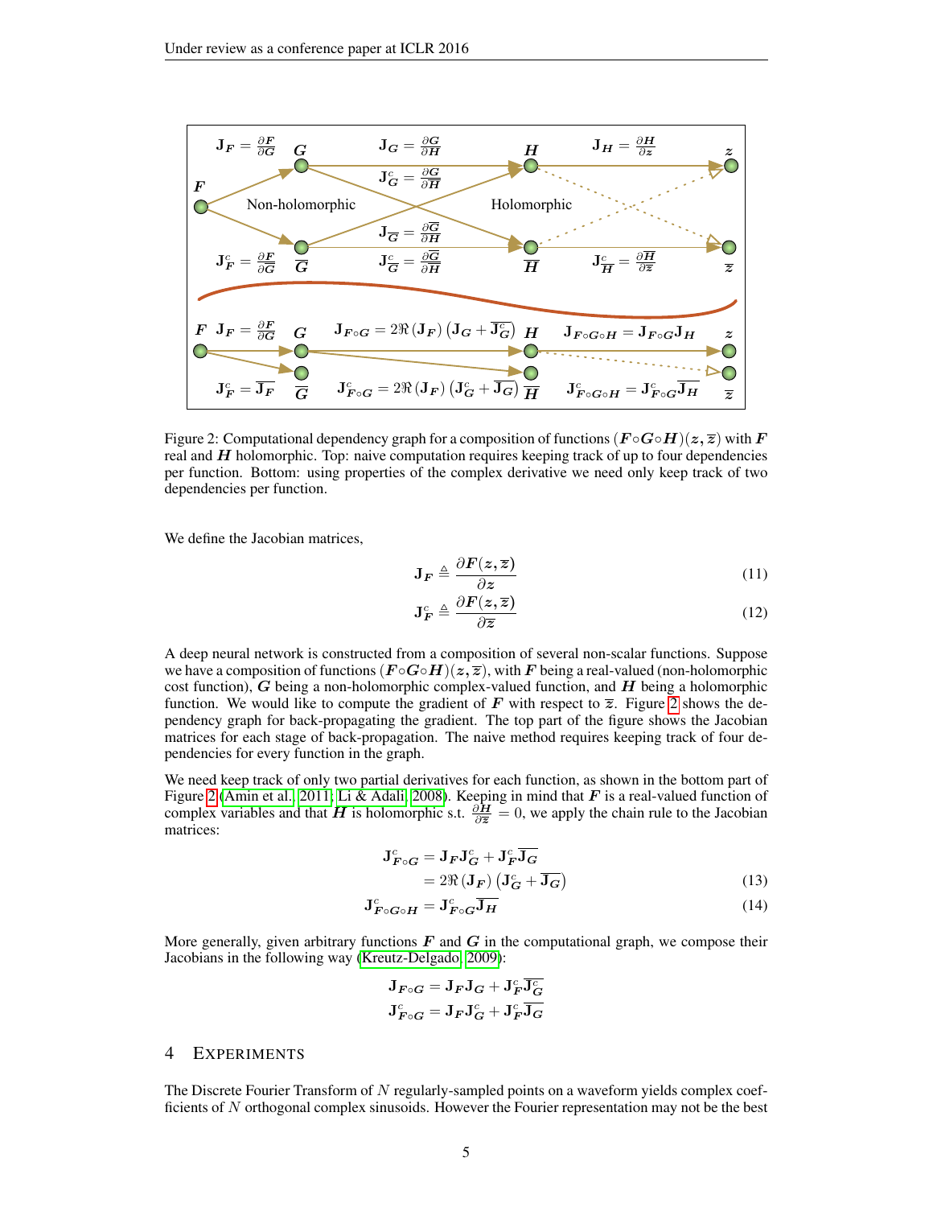Figure 2: Computational dependency graph for a composition of functions $(\boldsymbol{F}\circ\boldsymbol{G}\circ\boldsymbol{H})(\boldsymbol{z},\overline{\boldsymbol{z}})$ with $\boldsymbol{F}$ real and $\boldsymbol{H}$ holomorphic. Top: naive computation requires keeping track of up to four dependencies per function. Bottom: using properties of the complex derivative we need only keep track of two dependencies per function.

We define the Jacobian matrices,

$$\mathbf{J}_{\boldsymbol{F}} \triangleq \frac{\partial \boldsymbol{F}(\boldsymbol{z},\overline{\boldsymbol{z}})}{\partial \boldsymbol{z}} \tag{11}$$

$$\mathbf{J}^c_{\boldsymbol{F}} \triangleq \frac{\partial \boldsymbol{F}(\boldsymbol{z},\overline{\boldsymbol{z}})}{\partial \overline{\boldsymbol{z}}} \tag{12}$$

A deep neural network is constructed from a composition of several non-scalar functions. Suppose we have a composition of functions $(\boldsymbol{F}\circ\boldsymbol{G}\circ\boldsymbol{H})(\boldsymbol{z},\overline{\boldsymbol{z}})$, with $\boldsymbol{F}$ being a real-valued (non-holomorphic cost function), $\boldsymbol{G}$ being a non-holomorphic complex-valued function, and $\boldsymbol{H}$ being a holomorphic function. We would like to compute the gradient of $\boldsymbol{F}$ with respect to $\overline{\boldsymbol{z}}$. Figure 2 shows the dependency graph for back-propagating the gradient. The top part of the figure shows the Jacobian matrices for each stage of back-propagation. The naive method requires keeping track of four dependencies for every function in the graph.

We need keep track of only two partial derivatives for each function, as shown in the bottom part of Figure 2 (Amin et al., 2011; Li & Adali, 2008). Keeping in mind that $\boldsymbol{F}$ is a real-valued function of complex variables and that $\boldsymbol{H}$ is holomorphic s.t. $\frac{\partial \boldsymbol{H}}{\partial \overline{\boldsymbol{z}}} = 0$, we apply the chain rule to the Jacobian matrices:

$$\begin{aligned}\mathbf{J}^c_{\boldsymbol{F}\circ\boldsymbol{G}} &= \mathbf{J}_{\boldsymbol{F}}\mathbf{J}^c_{\boldsymbol{G}} + \mathbf{J}^c_{\boldsymbol{F}}\overline{\mathbf{J}_{\boldsymbol{G}}} \\ &= 2\Re\left(\mathbf{J}_{\boldsymbol{F}}\right)\left(\mathbf{J}^c_{\boldsymbol{G}} + \overline{\mathbf{J}_{\boldsymbol{G}}}\right)\end{aligned} \tag{13}$$

$$\mathbf{J}^c_{\boldsymbol{F}\circ\boldsymbol{G}\circ\boldsymbol{H}} = \mathbf{J}^c_{\boldsymbol{F}\circ\boldsymbol{G}}\overline{\mathbf{J}_{\boldsymbol{H}}} \tag{14}$$

More generally, given arbitrary functions $\boldsymbol{F}$ and $\boldsymbol{G}$ in the computational graph, we compose their Jacobians in the following way (Kreutz-Delgado, 2009):

$$\mathbf{J}_{\boldsymbol{F}\circ\boldsymbol{G}} = \mathbf{J}_{\boldsymbol{F}}\mathbf{J}_{\boldsymbol{G}} + \mathbf{J}^c_{\boldsymbol{F}}\overline{\mathbf{J}^c_{\boldsymbol{G}}}$$

$$\mathbf{J}^c_{\boldsymbol{F}\circ\boldsymbol{G}} = \mathbf{J}_{\boldsymbol{F}}\mathbf{J}^c_{\boldsymbol{G}} + \mathbf{J}^c_{\boldsymbol{F}}\overline{\mathbf{J}_{\boldsymbol{G}}}$$

## 4 Experiments

The Discrete Fourier Transform of $N$ regularly-sampled points on a waveform yields complex coefficients of $N$ orthogonal complex sinusoids. However the Fourier representation may not be the best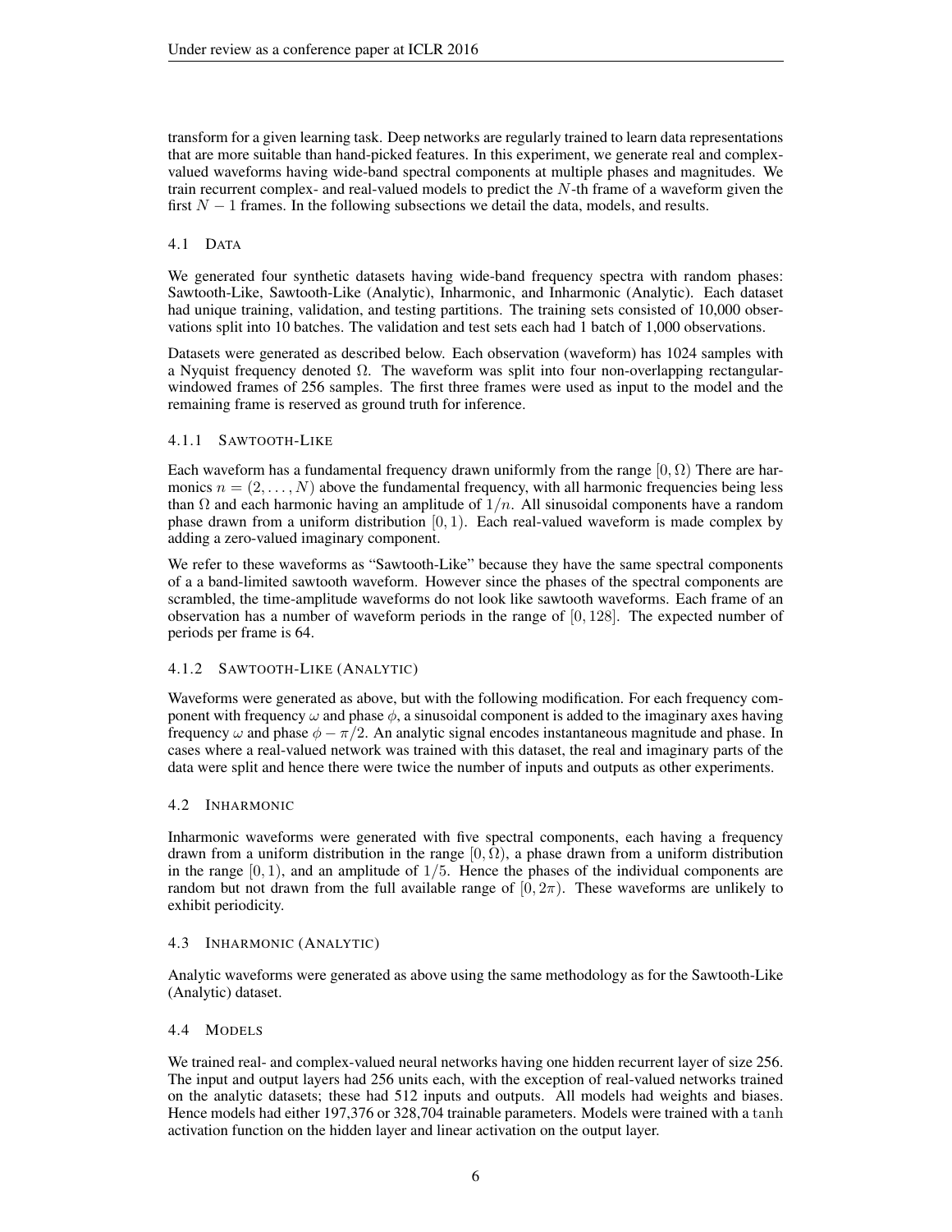transform for a given learning task. Deep networks are regularly trained to learn data representations that are more suitable than hand-picked features. In this experiment, we generate real and complex-valued waveforms having wide-band spectral components at multiple phases and magnitudes. We train recurrent complex- and real-valued models to predict the $N$-th frame of a waveform given the first $N-1$ frames. In the following subsections we detail the data, models, and results.

### 4.1 Data

We generated four synthetic datasets having wide-band frequency spectra with random phases: Sawtooth-Like, Sawtooth-Like (Analytic), Inharmonic, and Inharmonic (Analytic). Each dataset had unique training, validation, and testing partitions. The training sets consisted of 10,000 observations split into 10 batches. The validation and test sets each had 1 batch of 1,000 observations.

Datasets were generated as described below. Each observation (waveform) has 1024 samples with a Nyquist frequency denoted $\Omega$. The waveform was split into four non-overlapping rectangular-windowed frames of 256 samples. The first three frames were used as input to the model and the remaining frame is reserved as ground truth for inference.

#### 4.1.1 Sawtooth-Like

Each waveform has a fundamental frequency drawn uniformly from the range $[0, \Omega)$ There are harmonics $n = (2, \ldots, N)$ above the fundamental frequency, with all harmonic frequencies being less than $\Omega$ and each harmonic having an amplitude of $1/n$. All sinusoidal components have a random phase drawn from a uniform distribution $[0, 1)$. Each real-valued waveform is made complex by adding a zero-valued imaginary component.

We refer to these waveforms as "Sawtooth-Like" because they have the same spectral components of a a band-limited sawtooth waveform. However since the phases of the spectral components are scrambled, the time-amplitude waveforms do not look like sawtooth waveforms. Each frame of an observation has a number of waveform periods in the range of $[0, 128]$. The expected number of periods per frame is 64.

#### 4.1.2 Sawtooth-Like (Analytic)

Waveforms were generated as above, but with the following modification. For each frequency component with frequency $\omega$ and phase $\phi$, a sinusoidal component is added to the imaginary axes having frequency $\omega$ and phase $\phi - \pi/2$. An analytic signal encodes instantaneous magnitude and phase. In cases where a real-valued network was trained with this dataset, the real and imaginary parts of the data were split and hence there were twice the number of inputs and outputs as other experiments.

### 4.2 Inharmonic

Inharmonic waveforms were generated with five spectral components, each having a frequency drawn from a uniform distribution in the range $[0, \Omega)$, a phase drawn from a uniform distribution in the range $[0, 1)$, and an amplitude of $1/5$. Hence the phases of the individual components are random but not drawn from the full available range of $[0, 2\pi)$. These waveforms are unlikely to exhibit periodicity.

### 4.3 Inharmonic (Analytic)

Analytic waveforms were generated as above using the same methodology as for the Sawtooth-Like (Analytic) dataset.

### 4.4 Models

We trained real- and complex-valued neural networks having one hidden recurrent layer of size 256. The input and output layers had 256 units each, with the exception of real-valued networks trained on the analytic datasets; these had 512 inputs and outputs. All models had weights and biases. Hence models had either 197,376 or 328,704 trainable parameters. Models were trained with a tanh activation function on the hidden layer and linear activation on the output layer.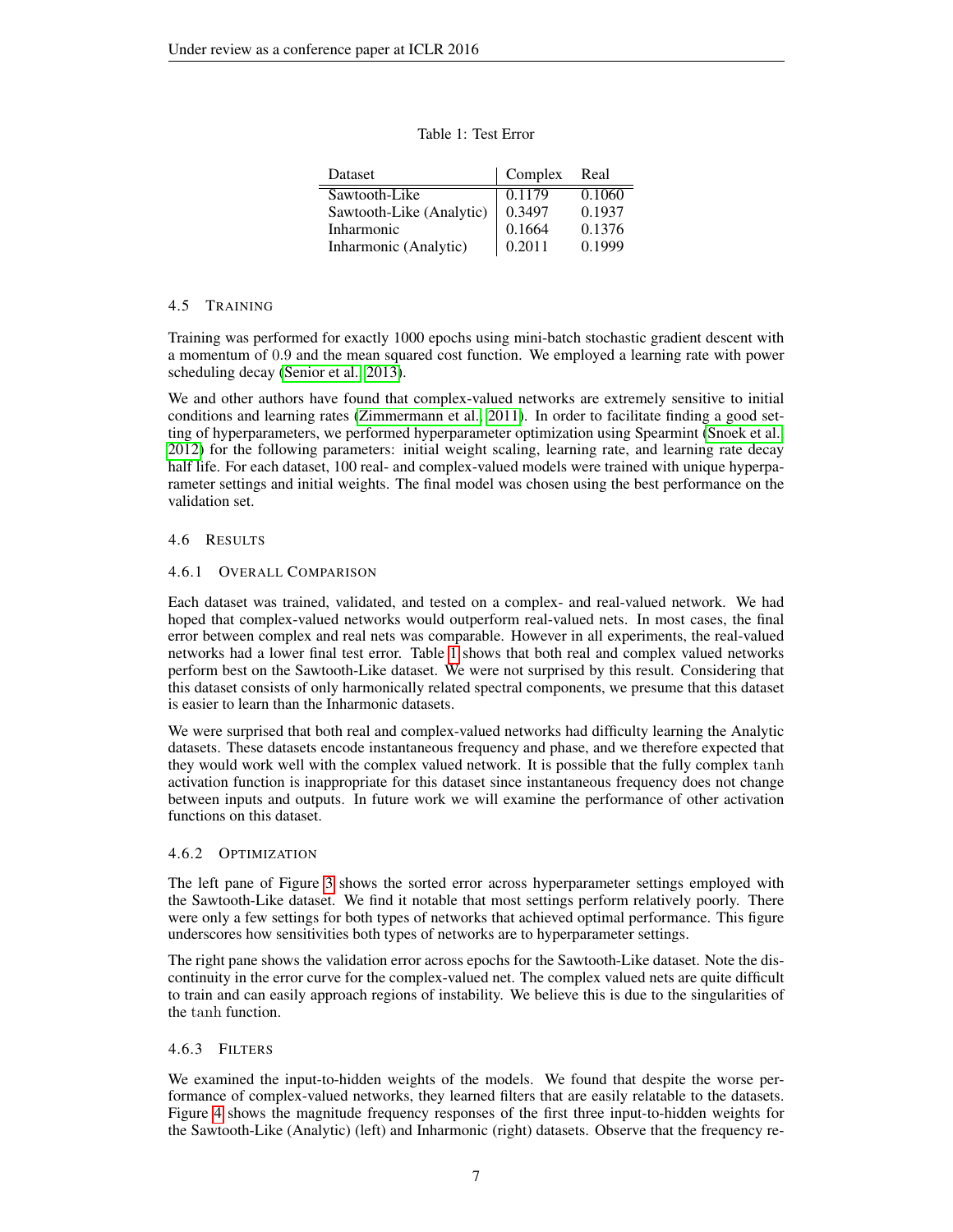Table 1: Test Error

| Dataset | Complex | Real |
|---|---|---|
| Sawtooth-Like | 0.1179 | 0.1060 |
| Sawtooth-Like (Analytic) | 0.3497 | 0.1937 |
| Inharmonic | 0.1664 | 0.1376 |
| Inharmonic (Analytic) | 0.2011 | 0.1999 |

### 4.5 Training

Training was performed for exactly 1000 epochs using mini-batch stochastic gradient descent with a momentum of 0.9 and the mean squared cost function. We employed a learning rate with power scheduling decay (Senior et al., 2013).

We and other authors have found that complex-valued networks are extremely sensitive to initial conditions and learning rates (Zimmermann et al., 2011). In order to facilitate finding a good setting of hyperparameters, we performed hyperparameter optimization using Spearmint (Snoek et al., 2012) for the following parameters: initial weight scaling, learning rate, and learning rate decay half life. For each dataset, 100 real- and complex-valued models were trained with unique hyperparameter settings and initial weights. The final model was chosen using the best performance on the validation set.

### 4.6 Results

#### 4.6.1 Overall Comparison

Each dataset was trained, validated, and tested on a complex- and real-valued network. We had hoped that complex-valued networks would outperform real-valued nets. In most cases, the final error between complex and real nets was comparable. However in all experiments, the real-valued networks had a lower final test error. Table 1 shows that both real and complex valued networks perform best on the Sawtooth-Like dataset. We were not surprised by this result. Considering that this dataset consists of only harmonically related spectral components, we presume that this dataset is easier to learn than the Inharmonic datasets.

We were surprised that both real and complex-valued networks had difficulty learning the Analytic datasets. These datasets encode instantaneous frequency and phase, and we therefore expected that they would work well with the complex valued network. It is possible that the fully complex $\tanh$ activation function is inappropriate for this dataset since instantaneous frequency does not change between inputs and outputs. In future work we will examine the performance of other activation functions on this dataset.

#### 4.6.2 Optimization

The left pane of Figure 3 shows the sorted error across hyperparameter settings employed with the Sawtooth-Like dataset. We find it notable that most settings perform relatively poorly. There were only a few settings for both types of networks that achieved optimal performance. This figure underscores how sensitivities both types of networks are to hyperparameter settings.

The right pane shows the validation error across epochs for the Sawtooth-Like dataset. Note the discontinuity in the error curve for the complex-valued net. The complex valued nets are quite difficult to train and can easily approach regions of instability. We believe this is due to the singularities of the $\tanh$ function.

#### 4.6.3 Filters

We examined the input-to-hidden weights of the models. We found that despite the worse performance of complex-valued networks, they learned filters that are easily relatable to the datasets. Figure 4 shows the magnitude frequency responses of the first three input-to-hidden weights for the Sawtooth-Like (Analytic) (left) and Inharmonic (right) datasets. Observe that the frequency re-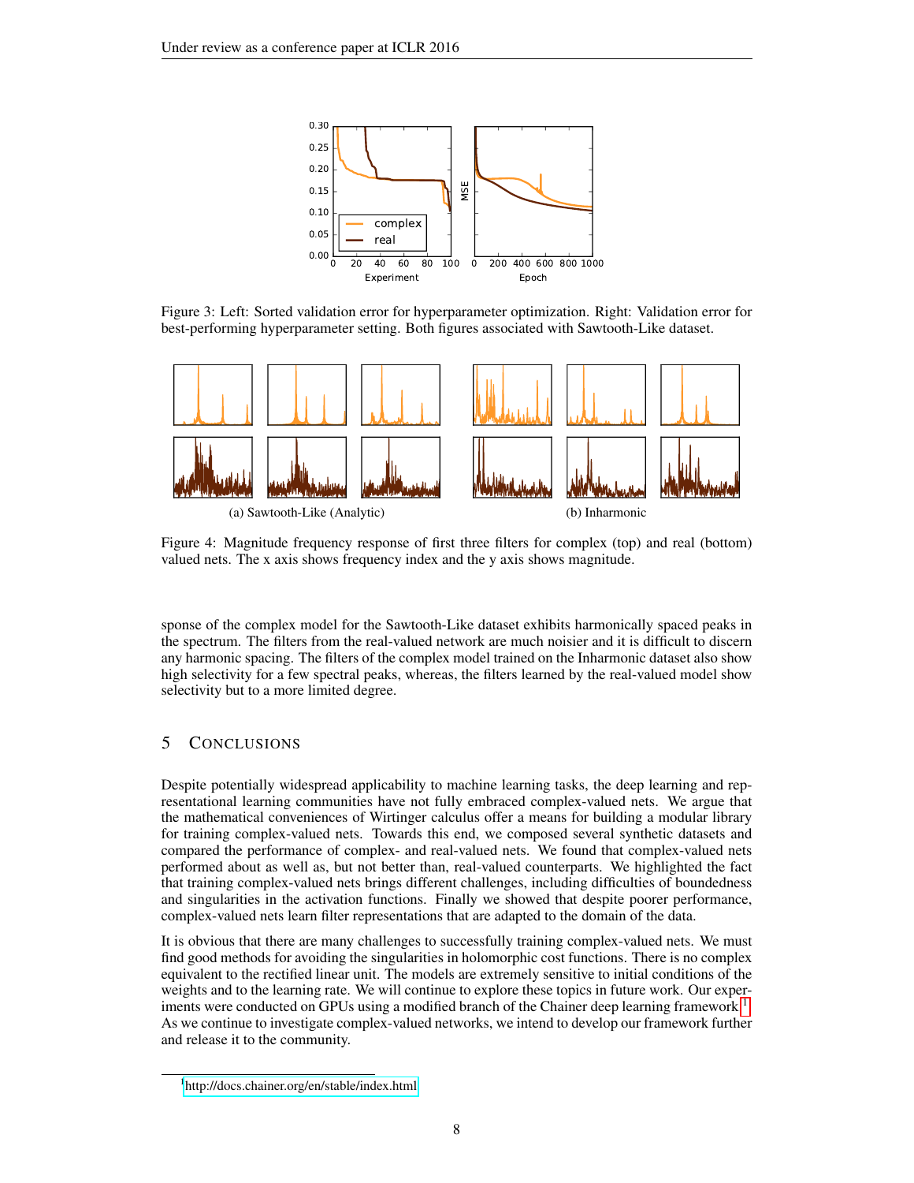Figure 3: Left: Sorted validation error for hyperparameter optimization. Right: Validation error for best-performing hyperparameter setting. Both figures associated with Sawtooth-Like dataset.

(a) Sawtooth-Like (Analytic)

(b) Inharmonic

Figure 4: Magnitude frequency response of first three filters for complex (top) and real (bottom) valued nets. The x axis shows frequency index and the y axis shows magnitude.

sponse of the complex model for the Sawtooth-Like dataset exhibits harmonically spaced peaks in the spectrum. The filters from the real-valued network are much noisier and it is difficult to discern any harmonic spacing. The filters of the complex model trained on the Inharmonic dataset also show high selectivity for a few spectral peaks, whereas, the filters learned by the real-valued model show selectivity but to a more limited degree.

## 5 Conclusions

Despite potentially widespread applicability to machine learning tasks, the deep learning and representational learning communities have not fully embraced complex-valued nets. We argue that the mathematical conveniences of Wirtinger calculus offer a means for building a modular library for training complex-valued nets. Towards this end, we composed several synthetic datasets and compared the performance of complex- and real-valued nets. We found that complex-valued nets performed about as well as, but not better than, real-valued counterparts. We highlighted the fact that training complex-valued nets brings different challenges, including difficulties of boundedness and singularities in the activation functions. Finally we showed that despite poorer performance, complex-valued nets learn filter representations that are adapted to the domain of the data.

It is obvious that there are many challenges to successfully training complex-valued nets. We must find good methods for avoiding the singularities in holomorphic cost functions. There is no complex equivalent to the rectified linear unit. The models are extremely sensitive to initial conditions of the weights and to the learning rate. We will continue to explore these topics in future work. Our experiments were conducted on GPUs using a modified branch of the Chainer deep learning framework[1]. As we continue to investigate complex-valued networks, we intend to develop our framework further and release it to the community.

[1] http://docs.chainer.org/en/stable/index.html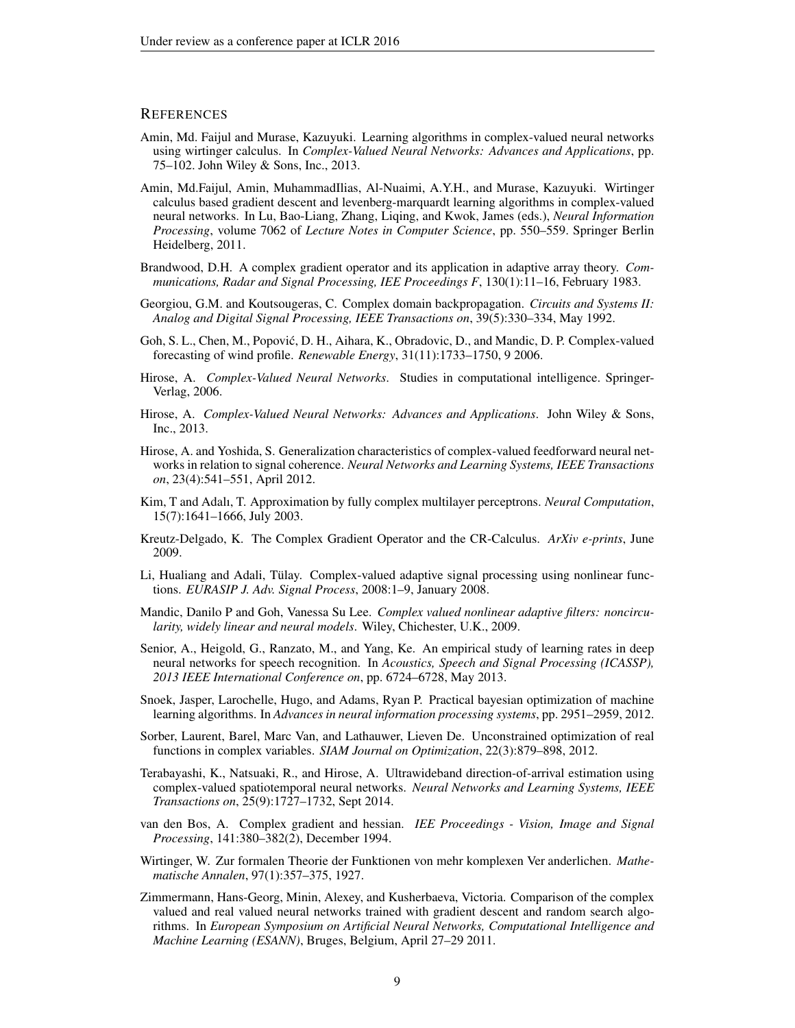## REFERENCES

Amin, Md. Faijul and Murase, Kazuyuki. Learning algorithms in complex-valued neural networks using wirtinger calculus. In *Complex-Valued Neural Networks: Advances and Applications*, pp. 75–102. John Wiley & Sons, Inc., 2013.

Amin, Md.Faijul, Amin, MuhammadIlias, Al-Nuaimi, A.Y.H., and Murase, Kazuyuki. Wirtinger calculus based gradient descent and levenberg-marquardt learning algorithms in complex-valued neural networks. In Lu, Bao-Liang, Zhang, Liqing, and Kwok, James (eds.), *Neural Information Processing*, volume 7062 of *Lecture Notes in Computer Science*, pp. 550–559. Springer Berlin Heidelberg, 2011.

Brandwood, D.H. A complex gradient operator and its application in adaptive array theory. *Communications, Radar and Signal Processing, IEE Proceedings F*, 130(1):11–16, February 1983.

Georgiou, G.M. and Koutsougeras, C. Complex domain backpropagation. *Circuits and Systems II: Analog and Digital Signal Processing, IEEE Transactions on*, 39(5):330–334, May 1992.

Goh, S. L., Chen, M., Popović, D. H., Aihara, K., Obradovic, D., and Mandic, D. P. Complex-valued forecasting of wind profile. *Renewable Energy*, 31(11):1733–1750, 9 2006.

Hirose, A. *Complex-Valued Neural Networks*. Studies in computational intelligence. Springer-Verlag, 2006.

Hirose, A. *Complex-Valued Neural Networks: Advances and Applications*. John Wiley & Sons, Inc., 2013.

Hirose, A. and Yoshida, S. Generalization characteristics of complex-valued feedforward neural networks in relation to signal coherence. *Neural Networks and Learning Systems, IEEE Transactions on*, 23(4):541–551, April 2012.

Kim, T and Adalı, T. Approximation by fully complex multilayer perceptrons. *Neural Computation*, 15(7):1641–1666, July 2003.

Kreutz-Delgado, K. The Complex Gradient Operator and the CR-Calculus. *ArXiv e-prints*, June 2009.

Li, Hualiang and Adali, Tülay. Complex-valued adaptive signal processing using nonlinear functions. *EURASIP J. Adv. Signal Process*, 2008:1–9, January 2008.

Mandic, Danilo P and Goh, Vanessa Su Lee. *Complex valued nonlinear adaptive filters: noncircularity, widely linear and neural models*. Wiley, Chichester, U.K., 2009.

Senior, A., Heigold, G., Ranzato, M., and Yang, Ke. An empirical study of learning rates in deep neural networks for speech recognition. In *Acoustics, Speech and Signal Processing (ICASSP), 2013 IEEE International Conference on*, pp. 6724–6728, May 2013.

Snoek, Jasper, Larochelle, Hugo, and Adams, Ryan P. Practical bayesian optimization of machine learning algorithms. In *Advances in neural information processing systems*, pp. 2951–2959, 2012.

Sorber, Laurent, Barel, Marc Van, and Lathauwer, Lieven De. Unconstrained optimization of real functions in complex variables. *SIAM Journal on Optimization*, 22(3):879–898, 2012.

Terabayashi, K., Natsuaki, R., and Hirose, A. Ultrawideband direction-of-arrival estimation using complex-valued spatiotemporal neural networks. *Neural Networks and Learning Systems, IEEE Transactions on*, 25(9):1727–1732, Sept 2014.

van den Bos, A. Complex gradient and hessian. *IEE Proceedings - Vision, Image and Signal Processing*, 141:380–382(2), December 1994.

Wirtinger, W. Zur formalen Theorie der Funktionen von mehr komplexen Ver anderlichen. *Mathematische Annalen*, 97(1):357–375, 1927.

Zimmermann, Hans-Georg, Minin, Alexey, and Kusherbaeva, Victoria. Comparison of the complex valued and real valued neural networks trained with gradient descent and random search algorithms. In *European Symposium on Artificial Neural Networks, Computational Intelligence and Machine Learning (ESANN)*, Bruges, Belgium, April 27–29 2011.